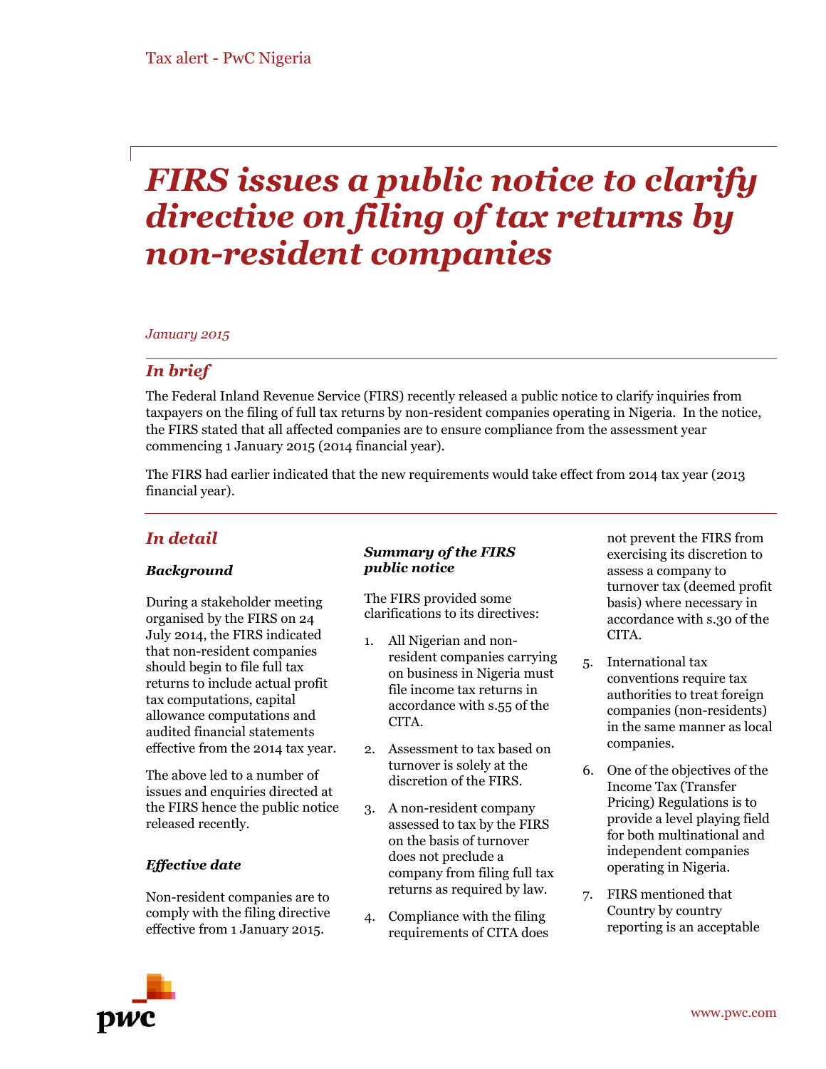Tax alert - PwC Nigeria

# *FIRS issues a public notice to clarify directive on filing of tax returns by non-resident companies*

*January 2015*

## *In brief*

The Federal Inland Revenue Service (FIRS) recently released a public notice to clarify inquiries from taxpayers on the filing of full tax returns by non-resident companies operating in Nigeria. In the notice, the FIRS stated that all affected companies are to ensure compliance from the assessment year commencing 1 January 2015 (2014 financial year).

The FIRS had earlier indicated that the new requirements would take effect from 2014 tax year (2013 financial year).

## *In detail*

### *Background*

During a stakeholder meeting organised by the FIRS on 24 July 2014, the FIRS indicated that non-resident companies should begin to file full tax returns to include actual profit tax computations, capital allowance computations and audited financial statements effective from the 2014 tax year.

The above led to a number of issues and enquiries directed at the FIRS hence the public notice released recently.

### *Effective date*

Non-resident companies are to comply with the filing directive effective from 1 January 2015.

### *Summary of the FIRS public notice*

The FIRS provided some clarifications to its directives:

1. All Nigerian and non-resident companies carrying on business in Nigeria must file income tax returns in accordance with s.55 of the CITA.
2. Assessment to tax based on turnover is solely at the discretion of the FIRS.
3. A non-resident company assessed to tax by the FIRS on the basis of turnover does not preclude a company from filing full tax returns as required by law.
4. Compliance with the filing requirements of CITA does not prevent the FIRS from exercising its discretion to assess a company to turnover tax (deemed profit basis) where necessary in accordance with s.30 of the CITA.
5. International tax conventions require tax authorities to treat foreign companies (non-residents) in the same manner as local companies.
6. One of the objectives of the Income Tax (Transfer Pricing) Regulations is to provide a level playing field for both multinational and independent companies operating in Nigeria.
7. FIRS mentioned that Country by country reporting is an acceptable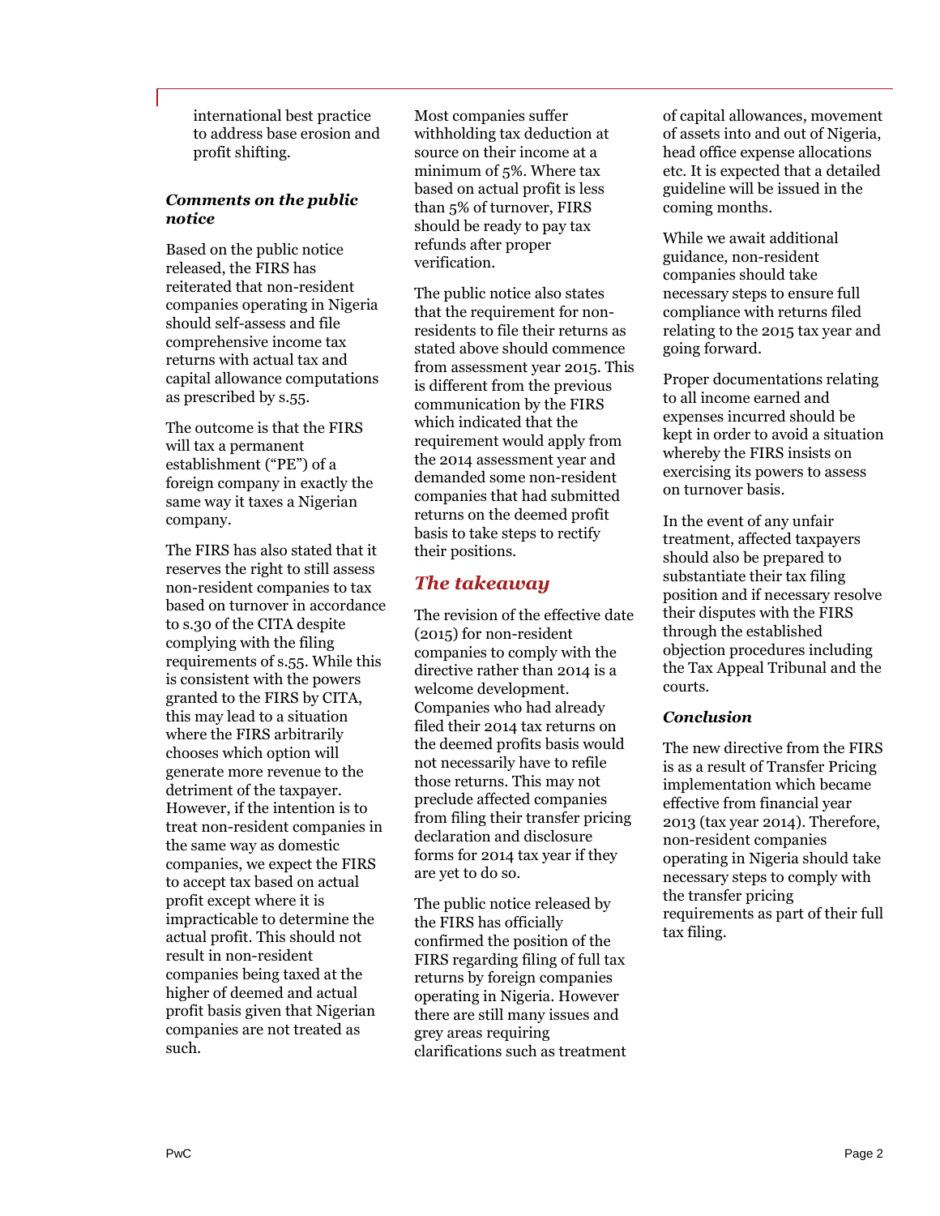international best practice to address base erosion and profit shifting.

### *Comments on the public notice*

Based on the public notice released, the FIRS has reiterated that non-resident companies operating in Nigeria should self-assess and file comprehensive income tax returns with actual tax and capital allowance computations as prescribed by s.55.

The outcome is that the FIRS will tax a permanent establishment ("PE") of a foreign company in exactly the same way it taxes a Nigerian company.

The FIRS has also stated that it reserves the right to still assess non-resident companies to tax based on turnover in accordance to s.30 of the CITA despite complying with the filing requirements of s.55. While this is consistent with the powers granted to the FIRS by CITA, this may lead to a situation where the FIRS arbitrarily chooses which option will generate more revenue to the detriment of the taxpayer. However, if the intention is to treat non-resident companies in the same way as domestic companies, we expect the FIRS to accept tax based on actual profit except where it is impracticable to determine the actual profit. This should not result in non-resident companies being taxed at the higher of deemed and actual profit basis given that Nigerian companies are not treated as such.

Most companies suffer withholding tax deduction at source on their income at a minimum of 5%. Where tax based on actual profit is less than 5% of turnover, FIRS should be ready to pay tax refunds after proper verification.

The public notice also states that the requirement for non-residents to file their returns as stated above should commence from assessment year 2015. This is different from the previous communication by the FIRS which indicated that the requirement would apply from the 2014 assessment year and demanded some non-resident companies that had submitted returns on the deemed profit basis to take steps to rectify their positions.

## *The takeaway*

The revision of the effective date (2015) for non-resident companies to comply with the directive rather than 2014 is a welcome development. Companies who had already filed their 2014 tax returns on the deemed profits basis would not necessarily have to refile those returns. This may not preclude affected companies from filing their transfer pricing declaration and disclosure forms for 2014 tax year if they are yet to do so.

The public notice released by the FIRS has officially confirmed the position of the FIRS regarding filing of full tax returns by foreign companies operating in Nigeria. However there are still many issues and grey areas requiring clarifications such as treatment of capital allowances, movement of assets into and out of Nigeria, head office expense allocations etc. It is expected that a detailed guideline will be issued in the coming months.

While we await additional guidance, non-resident companies should take necessary steps to ensure full compliance with returns filed relating to the 2015 tax year and going forward.

Proper documentations relating to all income earned and expenses incurred should be kept in order to avoid a situation whereby the FIRS insists on exercising its powers to assess on turnover basis.

In the event of any unfair treatment, affected taxpayers should also be prepared to substantiate their tax filing position and if necessary resolve their disputes with the FIRS through the established objection procedures including the Tax Appeal Tribunal and the courts.

### *Conclusion*

The new directive from the FIRS is as a result of Transfer Pricing implementation which became effective from financial year 2013 (tax year 2014). Therefore, non-resident companies operating in Nigeria should take necessary steps to comply with the transfer pricing requirements as part of their full tax filing.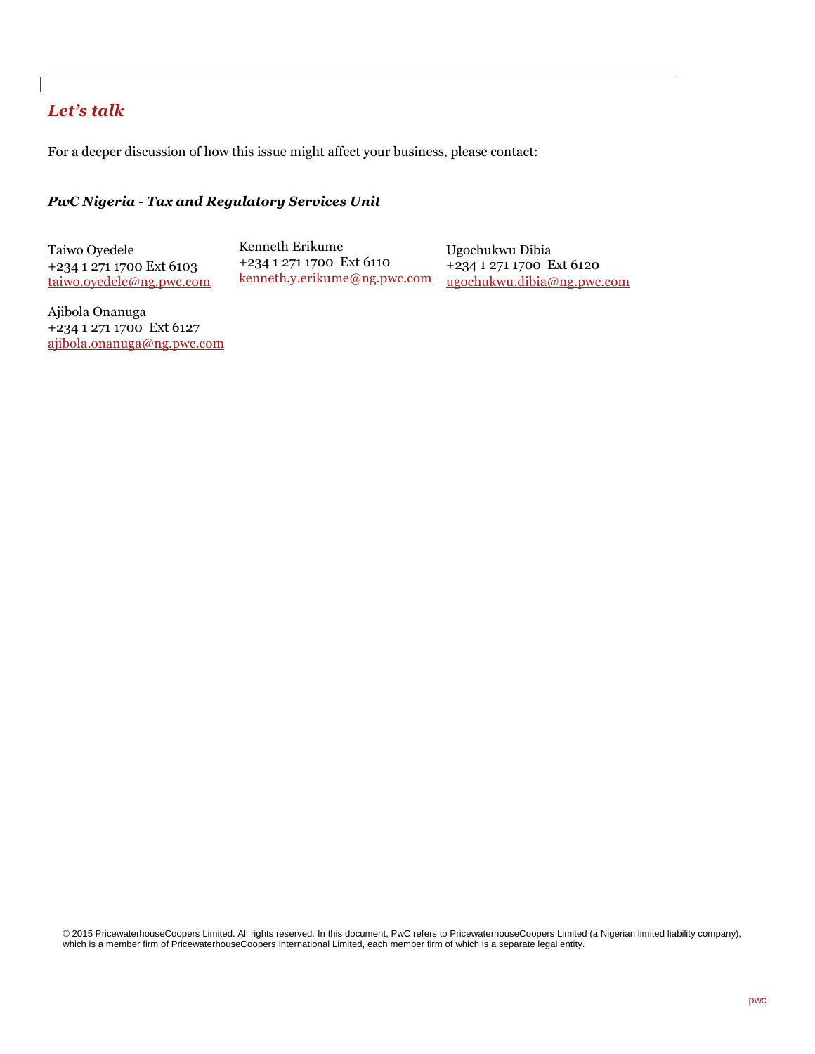## *Let's talk*

For a deeper discussion of how this issue might affect your business, please contact:

### *PwC Nigeria - Tax and Regulatory Services Unit*

Taiwo Oyedele
+234 1 271 1700 Ext 6103
taiwo.oyedele@ng.pwc.com

Kenneth Erikume
+234 1 271 1700 Ext 6110
kenneth.y.erikume@ng.pwc.com

Ugochukwu Dibia
+234 1 271 1700 Ext 6120
ugochukwu.dibia@ng.pwc.com

Ajibola Onanuga
+234 1 271 1700 Ext 6127
ajibola.onanuga@ng.pwc.com

© 2015 PricewaterhouseCoopers Limited. All rights reserved. In this document, PwC refers to PricewaterhouseCoopers Limited (a Nigerian limited liability company), which is a member firm of PricewaterhouseCoopers International Limited, each member firm of which is a separate legal entity.